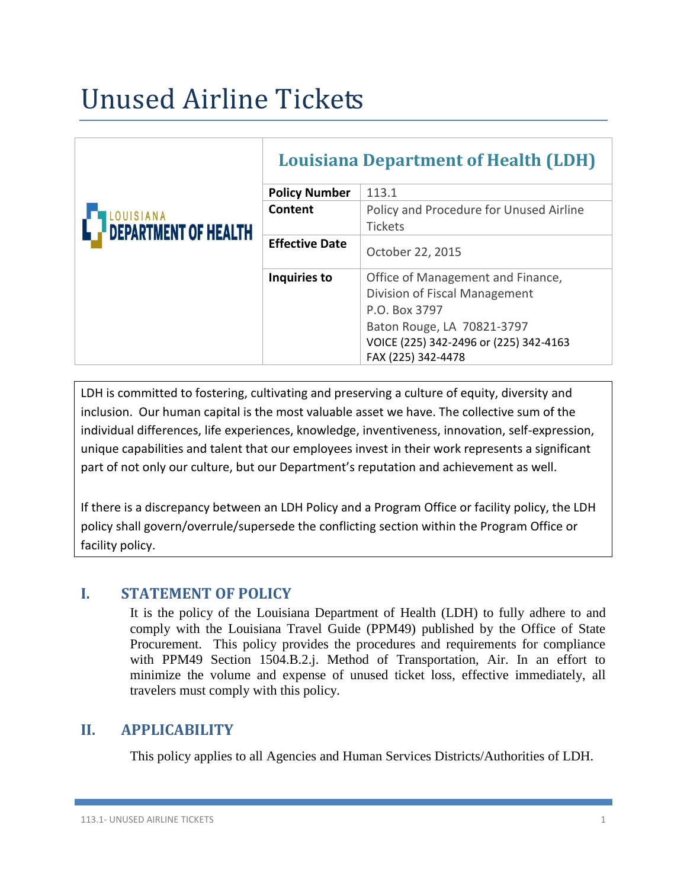# Unused Airline Tickets

| Louisiana Department of Health (LDH) | |
|---|---|
| **Policy Number** | 113.1 |
| **Content** | Policy and Procedure for Unused Airline Tickets |
| **Effective Date** | October 22, 2015 |
| **Inquiries to** | Office of Management and Finance, Division of Fiscal Management<br>P.O. Box 3797<br>Baton Rouge, LA 70821-3797<br>VOICE (225) 342-2496 or (225) 342-4163<br>FAX (225) 342-4478 |

LDH is committed to fostering, cultivating and preserving a culture of equity, diversity and inclusion. Our human capital is the most valuable asset we have. The collective sum of the individual differences, life experiences, knowledge, inventiveness, innovation, self-expression, unique capabilities and talent that our employees invest in their work represents a significant part of not only our culture, but our Department's reputation and achievement as well.

If there is a discrepancy between an LDH Policy and a Program Office or facility policy, the LDH policy shall govern/overrule/supersede the conflicting section within the Program Office or facility policy.

## I. STATEMENT OF POLICY

It is the policy of the Louisiana Department of Health (LDH) to fully adhere to and comply with the Louisiana Travel Guide (PPM49) published by the Office of State Procurement. This policy provides the procedures and requirements for compliance with PPM49 Section 1504.B.2.j. Method of Transportation, Air. In an effort to minimize the volume and expense of unused ticket loss, effective immediately, all travelers must comply with this policy.

## II. APPLICABILITY

This policy applies to all Agencies and Human Services Districts/Authorities of LDH.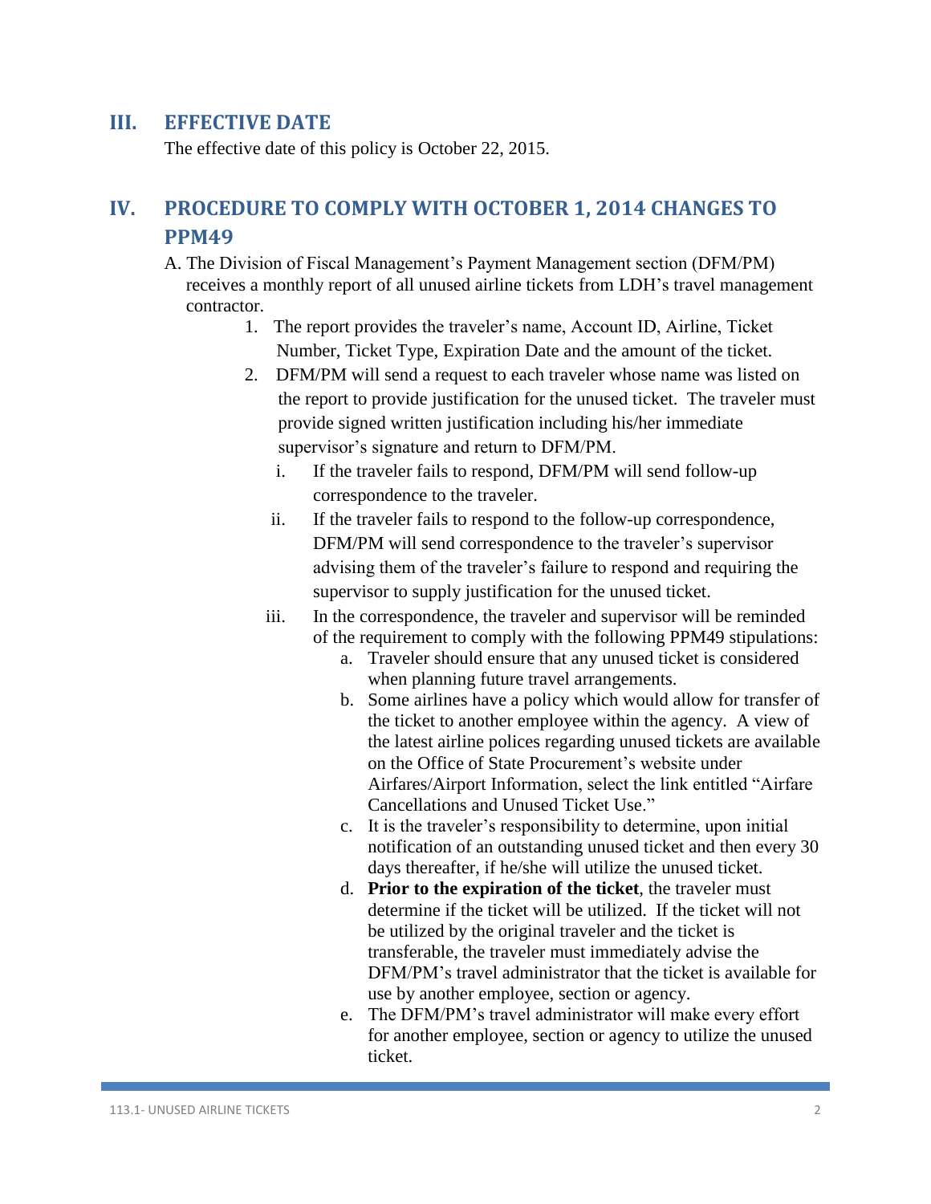## III. EFFECTIVE DATE

The effective date of this policy is October 22, 2015.

## IV. PROCEDURE TO COMPLY WITH OCTOBER 1, 2014 CHANGES TO PPM49

A. The Division of Fiscal Management's Payment Management section (DFM/PM) receives a monthly report of all unused airline tickets from LDH's travel management contractor.

1. The report provides the traveler's name, Account ID, Airline, Ticket Number, Ticket Type, Expiration Date and the amount of the ticket.
2. DFM/PM will send a request to each traveler whose name was listed on the report to provide justification for the unused ticket. The traveler must provide signed written justification including his/her immediate supervisor's signature and return to DFM/PM.
   - i. If the traveler fails to respond, DFM/PM will send follow-up correspondence to the traveler.
   - ii. If the traveler fails to respond to the follow-up correspondence, DFM/PM will send correspondence to the traveler's supervisor advising them of the traveler's failure to respond and requiring the supervisor to supply justification for the unused ticket.
   - iii. In the correspondence, the traveler and supervisor will be reminded of the requirement to comply with the following PPM49 stipulations:
     - a. Traveler should ensure that any unused ticket is considered when planning future travel arrangements.
     - b. Some airlines have a policy which would allow for transfer of the ticket to another employee within the agency. A view of the latest airline polices regarding unused tickets are available on the Office of State Procurement's website under Airfares/Airport Information, select the link entitled "Airfare Cancellations and Unused Ticket Use."
     - c. It is the traveler's responsibility to determine, upon initial notification of an outstanding unused ticket and then every 30 days thereafter, if he/she will utilize the unused ticket.
     - d. **Prior to the expiration of the ticket**, the traveler must determine if the ticket will be utilized. If the ticket will not be utilized by the original traveler and the ticket is transferable, the traveler must immediately advise the DFM/PM's travel administrator that the ticket is available for use by another employee, section or agency.
     - e. The DFM/PM's travel administrator will make every effort for another employee, section or agency to utilize the unused ticket.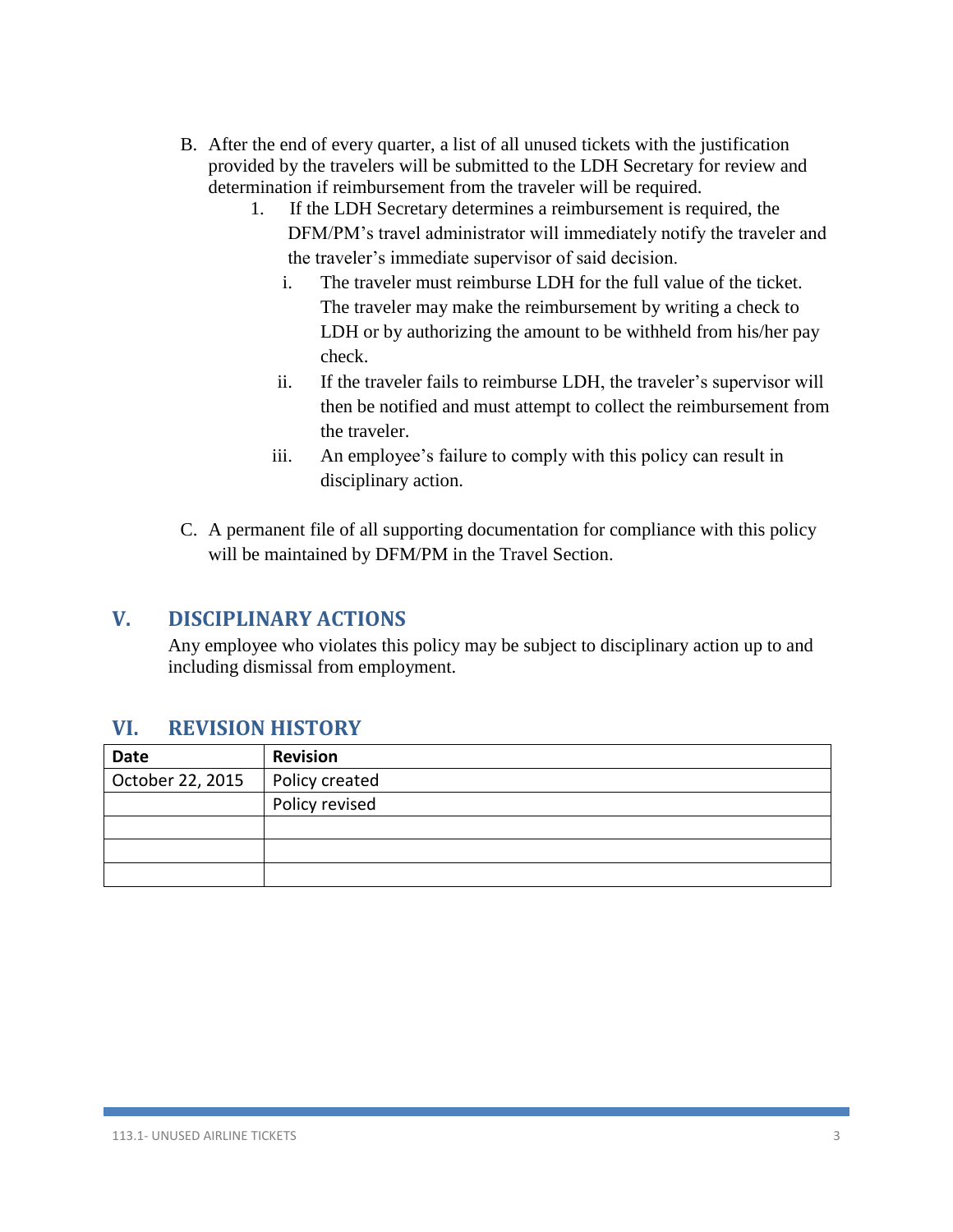B. After the end of every quarter, a list of all unused tickets with the justification provided by the travelers will be submitted to the LDH Secretary for review and determination if reimbursement from the traveler will be required.
   1. If the LDH Secretary determines a reimbursement is required, the DFM/PM's travel administrator will immediately notify the traveler and the traveler's immediate supervisor of said decision.
      i. The traveler must reimburse LDH for the full value of the ticket. The traveler may make the reimbursement by writing a check to LDH or by authorizing the amount to be withheld from his/her pay check.
      ii. If the traveler fails to reimburse LDH, the traveler's supervisor will then be notified and must attempt to collect the reimbursement from the traveler.
      iii. An employee's failure to comply with this policy can result in disciplinary action.

C. A permanent file of all supporting documentation for compliance with this policy will be maintained by DFM/PM in the Travel Section.

## V. DISCIPLINARY ACTIONS

Any employee who violates this policy may be subject to disciplinary action up to and including dismissal from employment.

## VI. REVISION HISTORY

| Date | Revision |
|---|---|
| October 22, 2015 | Policy created |
| | Policy revised |
| | |
| | |
| | |